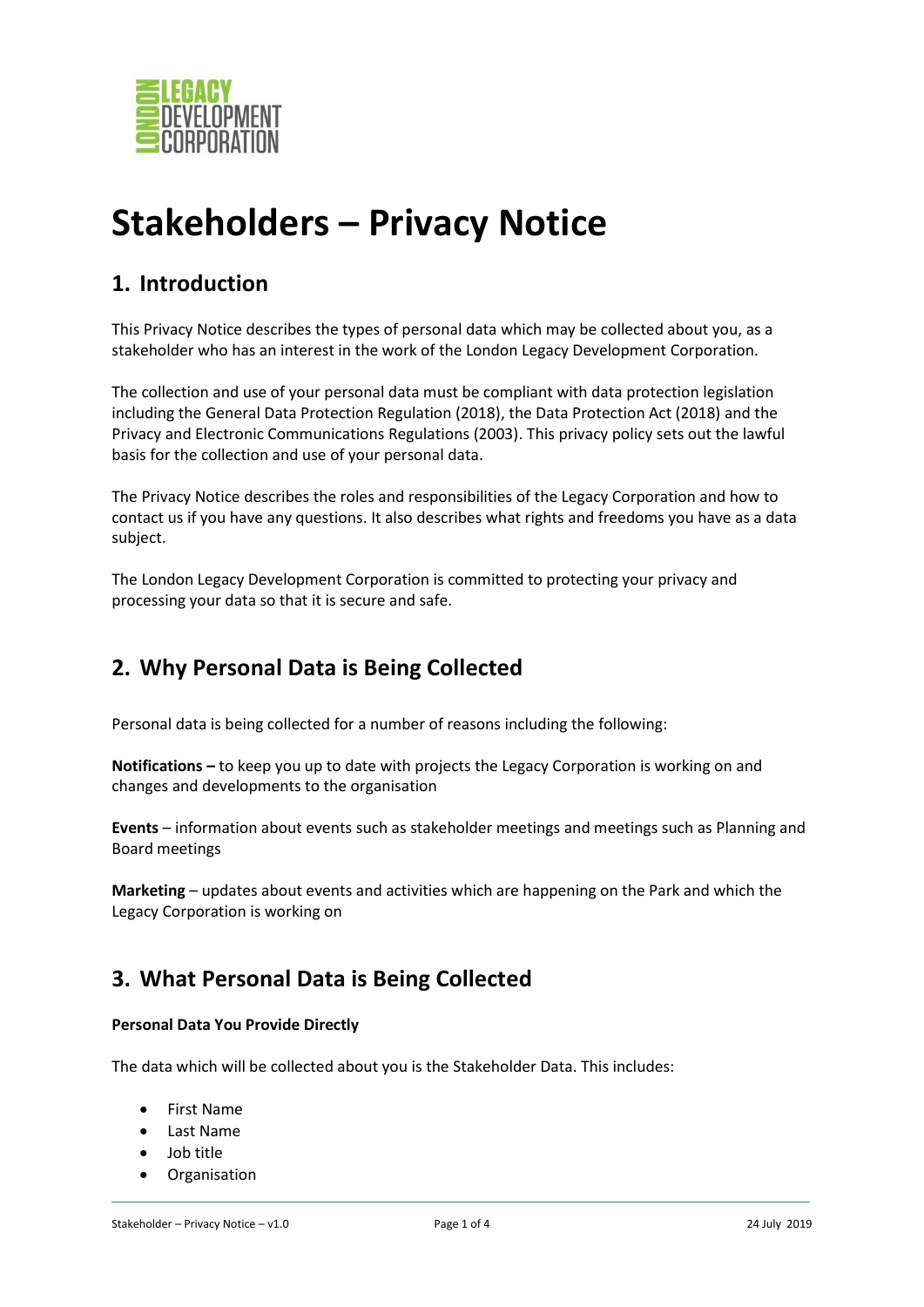# Stakeholders – Privacy Notice

## 1. Introduction

This Privacy Notice describes the types of personal data which may be collected about you, as a stakeholder who has an interest in the work of the London Legacy Development Corporation.

The collection and use of your personal data must be compliant with data protection legislation including the General Data Protection Regulation (2018), the Data Protection Act (2018) and the Privacy and Electronic Communications Regulations (2003). This privacy policy sets out the lawful basis for the collection and use of your personal data.

The Privacy Notice describes the roles and responsibilities of the Legacy Corporation and how to contact us if you have any questions. It also describes what rights and freedoms you have as a data subject.

The London Legacy Development Corporation is committed to protecting your privacy and processing your data so that it is secure and safe.

## 2. Why Personal Data is Being Collected

Personal data is being collected for a number of reasons including the following:

**Notifications –** to keep you up to date with projects the Legacy Corporation is working on and changes and developments to the organisation

**Events** – information about events such as stakeholder meetings and meetings such as Planning and Board meetings

**Marketing** – updates about events and activities which are happening on the Park and which the Legacy Corporation is working on

## 3. What Personal Data is Being Collected

**Personal Data You Provide Directly**

The data which will be collected about you is the Stakeholder Data. This includes:

- First Name
- Last Name
- Job title
- Organisation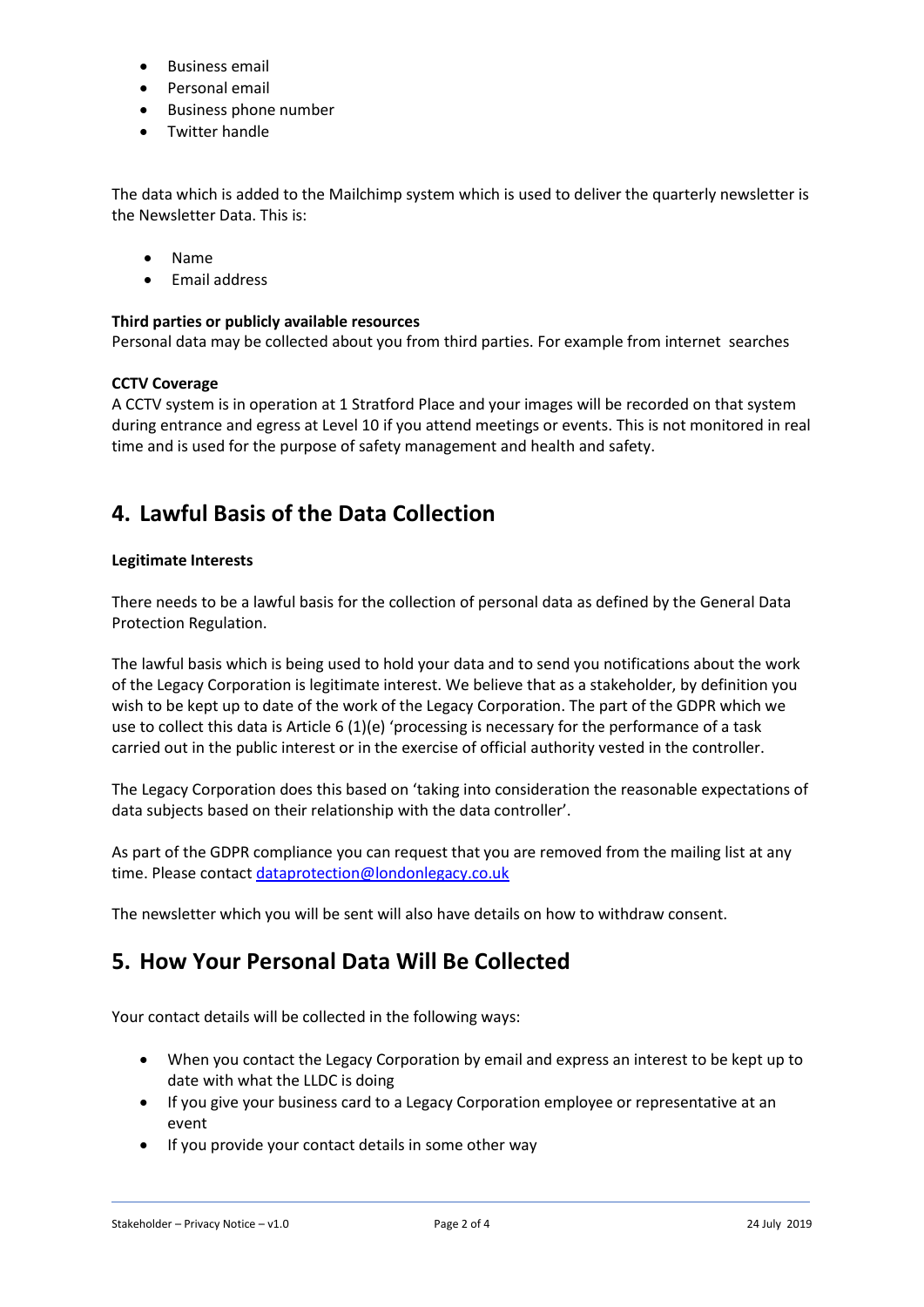- Business email
- Personal email
- Business phone number
- Twitter handle

The data which is added to the Mailchimp system which is used to deliver the quarterly newsletter is the Newsletter Data. This is:

- Name
- Email address

**Third parties or publicly available resources**
Personal data may be collected about you from third parties. For example from internet searches

**CCTV Coverage**
A CCTV system is in operation at 1 Stratford Place and your images will be recorded on that system during entrance and egress at Level 10 if you attend meetings or events. This is not monitored in real time and is used for the purpose of safety management and health and safety.

## 4. Lawful Basis of the Data Collection

**Legitimate Interests**

There needs to be a lawful basis for the collection of personal data as defined by the General Data Protection Regulation.

The lawful basis which is being used to hold your data and to send you notifications about the work of the Legacy Corporation is legitimate interest. We believe that as a stakeholder, by definition you wish to be kept up to date of the work of the Legacy Corporation. The part of the GDPR which we use to collect this data is Article 6 (1)(e) 'processing is necessary for the performance of a task carried out in the public interest or in the exercise of official authority vested in the controller.

The Legacy Corporation does this based on 'taking into consideration the reasonable expectations of data subjects based on their relationship with the data controller'.

As part of the GDPR compliance you can request that you are removed from the mailing list at any time. Please contact dataprotection@londonlegacy.co.uk

The newsletter which you will be sent will also have details on how to withdraw consent.

## 5. How Your Personal Data Will Be Collected

Your contact details will be collected in the following ways:

- When you contact the Legacy Corporation by email and express an interest to be kept up to date with what the LLDC is doing
- If you give your business card to a Legacy Corporation employee or representative at an event
- If you provide your contact details in some other way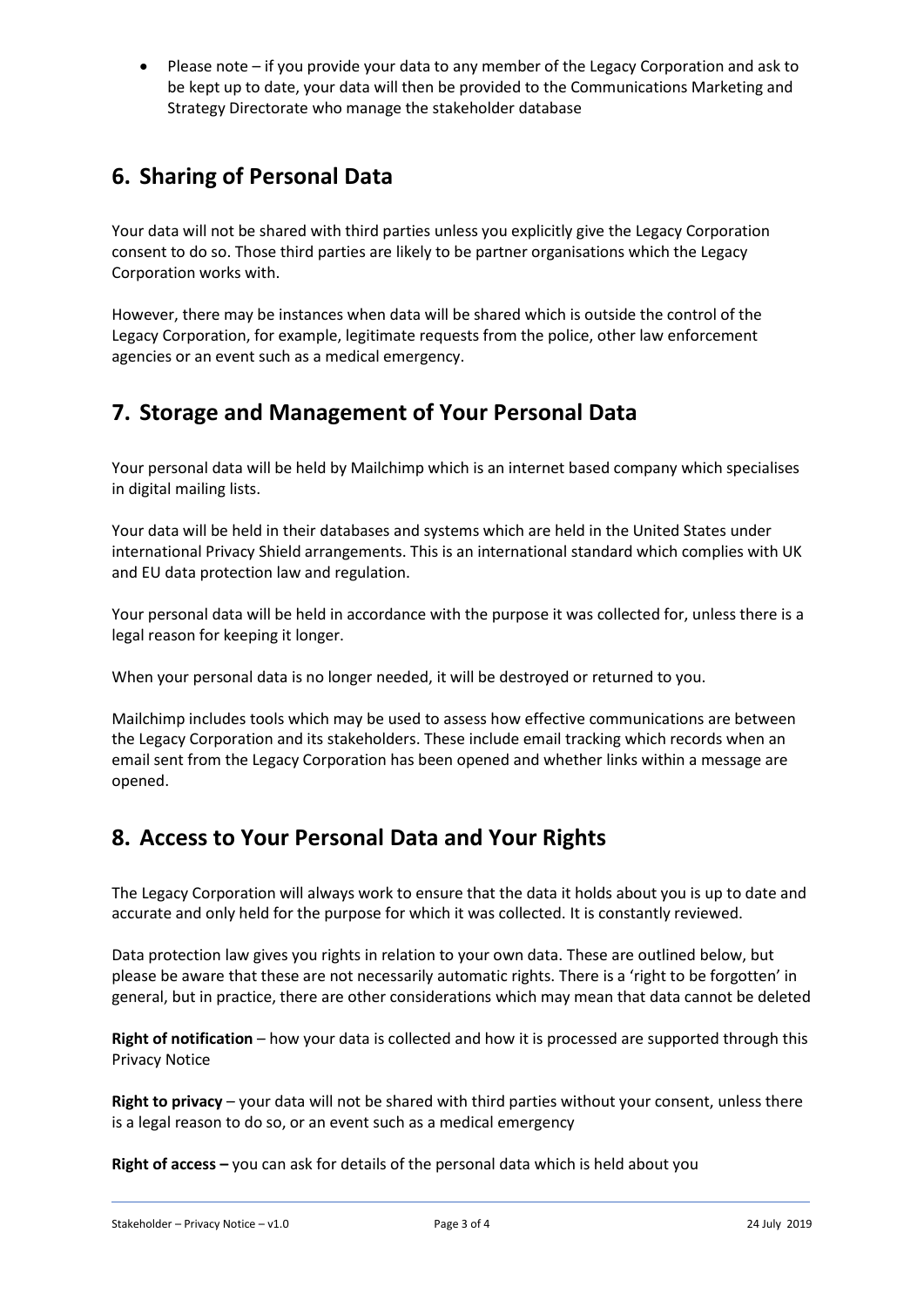- Please note – if you provide your data to any member of the Legacy Corporation and ask to be kept up to date, your data will then be provided to the Communications Marketing and Strategy Directorate who manage the stakeholder database

## 6. Sharing of Personal Data

Your data will not be shared with third parties unless you explicitly give the Legacy Corporation consent to do so. Those third parties are likely to be partner organisations which the Legacy Corporation works with.

However, there may be instances when data will be shared which is outside the control of the Legacy Corporation, for example, legitimate requests from the police, other law enforcement agencies or an event such as a medical emergency.

## 7. Storage and Management of Your Personal Data

Your personal data will be held by Mailchimp which is an internet based company which specialises in digital mailing lists.

Your data will be held in their databases and systems which are held in the United States under international Privacy Shield arrangements. This is an international standard which complies with UK and EU data protection law and regulation.

Your personal data will be held in accordance with the purpose it was collected for, unless there is a legal reason for keeping it longer.

When your personal data is no longer needed, it will be destroyed or returned to you.

Mailchimp includes tools which may be used to assess how effective communications are between the Legacy Corporation and its stakeholders. These include email tracking which records when an email sent from the Legacy Corporation has been opened and whether links within a message are opened.

## 8. Access to Your Personal Data and Your Rights

The Legacy Corporation will always work to ensure that the data it holds about you is up to date and accurate and only held for the purpose for which it was collected. It is constantly reviewed.

Data protection law gives you rights in relation to your own data. These are outlined below, but please be aware that these are not necessarily automatic rights. There is a 'right to be forgotten' in general, but in practice, there are other considerations which may mean that data cannot be deleted

**Right of notification** – how your data is collected and how it is processed are supported through this Privacy Notice

**Right to privacy** – your data will not be shared with third parties without your consent, unless there is a legal reason to do so, or an event such as a medical emergency

**Right of access –** you can ask for details of the personal data which is held about you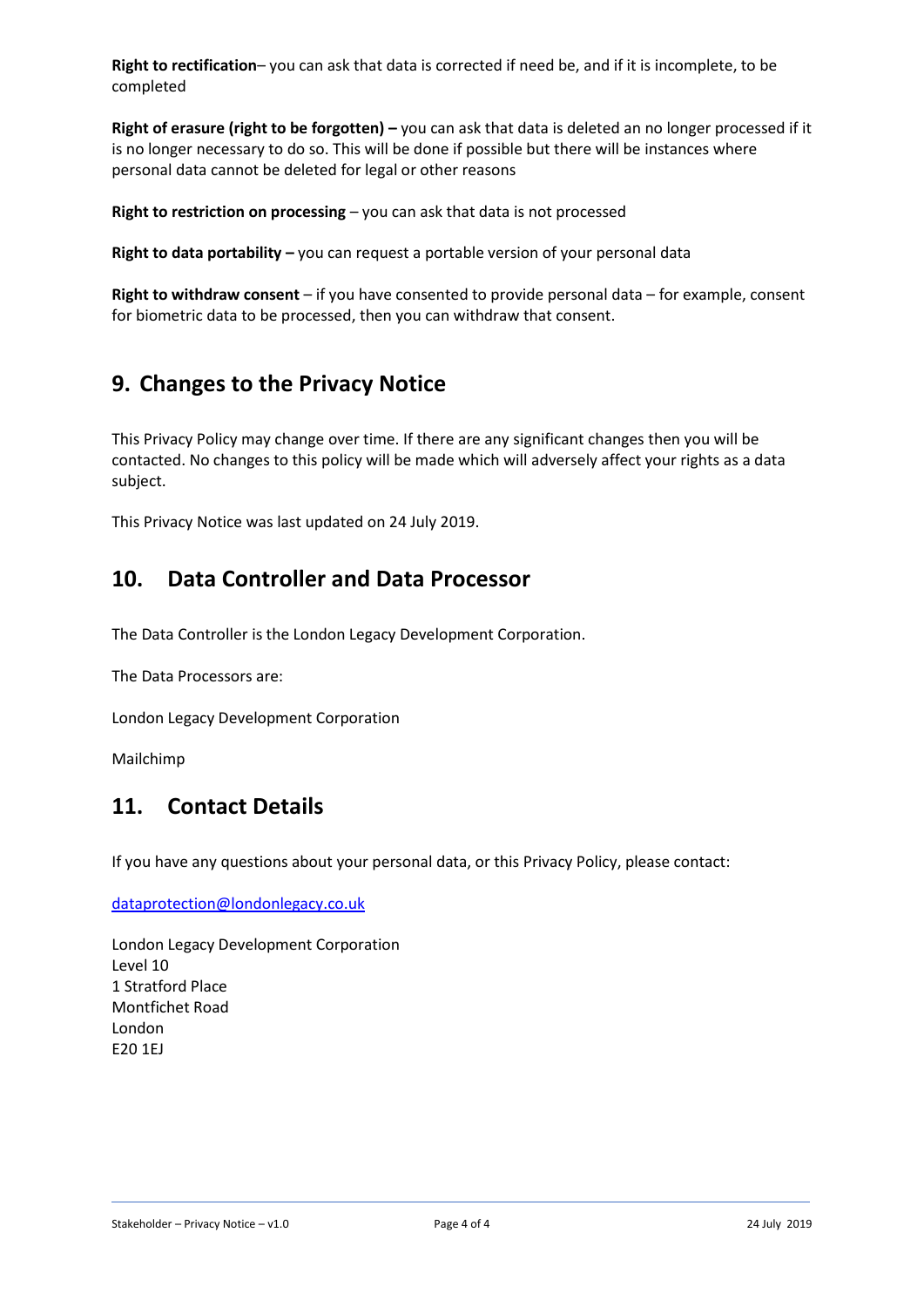**Right to rectification**– you can ask that data is corrected if need be, and if it is incomplete, to be completed

**Right of erasure (right to be forgotten) –** you can ask that data is deleted an no longer processed if it is no longer necessary to do so. This will be done if possible but there will be instances where personal data cannot be deleted for legal or other reasons

**Right to restriction on processing** – you can ask that data is not processed

**Right to data portability –** you can request a portable version of your personal data

**Right to withdraw consent** – if you have consented to provide personal data – for example, consent for biometric data to be processed, then you can withdraw that consent.

## 9. Changes to the Privacy Notice

This Privacy Policy may change over time. If there are any significant changes then you will be contacted. No changes to this policy will be made which will adversely affect your rights as a data subject.

This Privacy Notice was last updated on 24 July 2019.

## 10. Data Controller and Data Processor

The Data Controller is the London Legacy Development Corporation.

The Data Processors are:

London Legacy Development Corporation

Mailchimp

## 11. Contact Details

If you have any questions about your personal data, or this Privacy Policy, please contact:

dataprotection@londonlegacy.co.uk

London Legacy Development Corporation
Level 10
1 Stratford Place
Montfichet Road
London
E20 1EJ